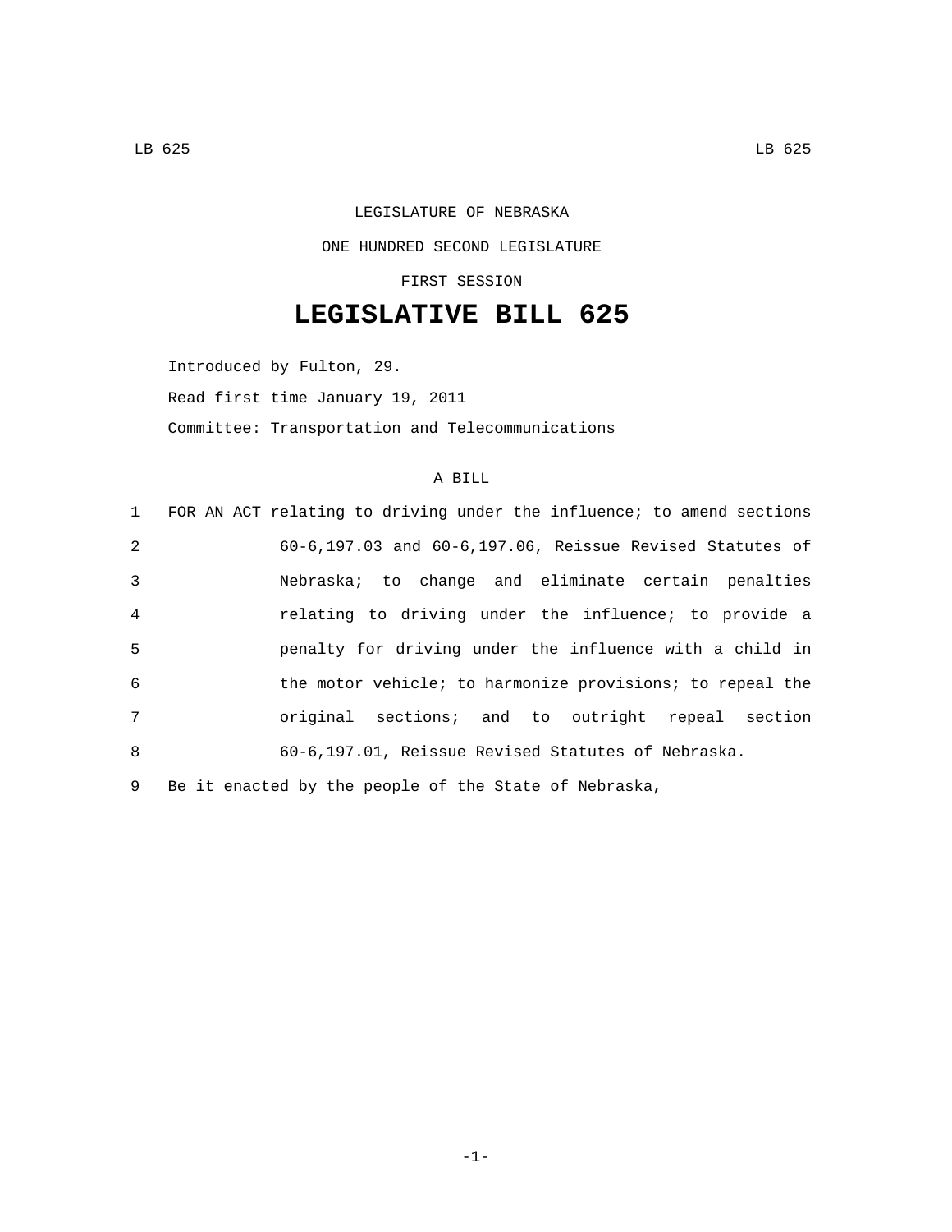LEGISLATURE OF NEBRASKA

ONE HUNDRED SECOND LEGISLATURE

FIRST SESSION

# LEGISLATIVE BILL 625

Introduced by Fulton, 29.

Read first time January 19, 2011

Committee: Transportation and Telecommunications

A BILL

1 FOR AN ACT relating to driving under the influence; to amend sections
2 60-6,197.03 and 60-6,197.06, Reissue Revised Statutes of
3 Nebraska; to change and eliminate certain penalties
4 relating to driving under the influence; to provide a
5 penalty for driving under the influence with a child in
6 the motor vehicle; to harmonize provisions; to repeal the
7 original sections; and to outright repeal section
8 60-6,197.01, Reissue Revised Statutes of Nebraska.

9 Be it enacted by the people of the State of Nebraska,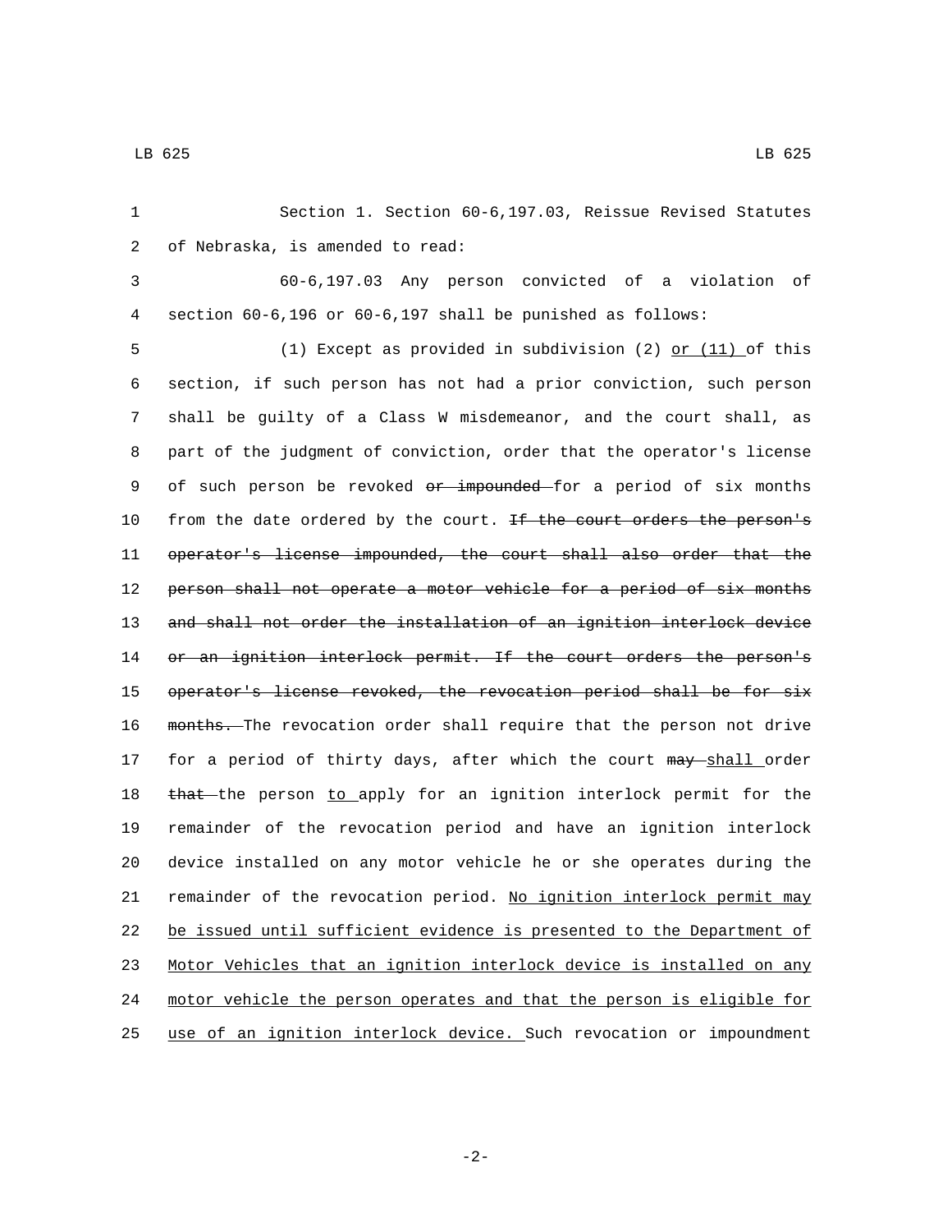Section 1. Section 60-6,197.03, Reissue Revised Statutes of Nebraska, is amended to read:

60-6,197.03 Any person convicted of a violation of section 60-6,196 or 60-6,197 shall be punished as follows:

(1) Except as provided in subdivision (2) <u>or (11)</u> of this section, if such person has not had a prior conviction, such person shall be guilty of a Class W misdemeanor, and the court shall, as part of the judgment of conviction, order that the operator's license of such person be revoked ~~or impounded~~ for a period of six months from the date ordered by the court. ~~If the court orders the person's operator's license impounded, the court shall also order that the person shall not operate a motor vehicle for a period of six months and shall not order the installation of an ignition interlock device or an ignition interlock permit. If the court orders the person's operator's license revoked, the revocation period shall be for six months.~~ The revocation order shall require that the person not drive for a period of thirty days, after which the court ~~may~~ <u>shall</u> order ~~that~~ the person <u>to</u> apply for an ignition interlock permit for the remainder of the revocation period and have an ignition interlock device installed on any motor vehicle he or she operates during the remainder of the revocation period. <u>No ignition interlock permit may be issued until sufficient evidence is presented to the Department of Motor Vehicles that an ignition interlock device is installed on any motor vehicle the person operates and that the person is eligible for use of an ignition interlock device.</u> Such revocation or impoundment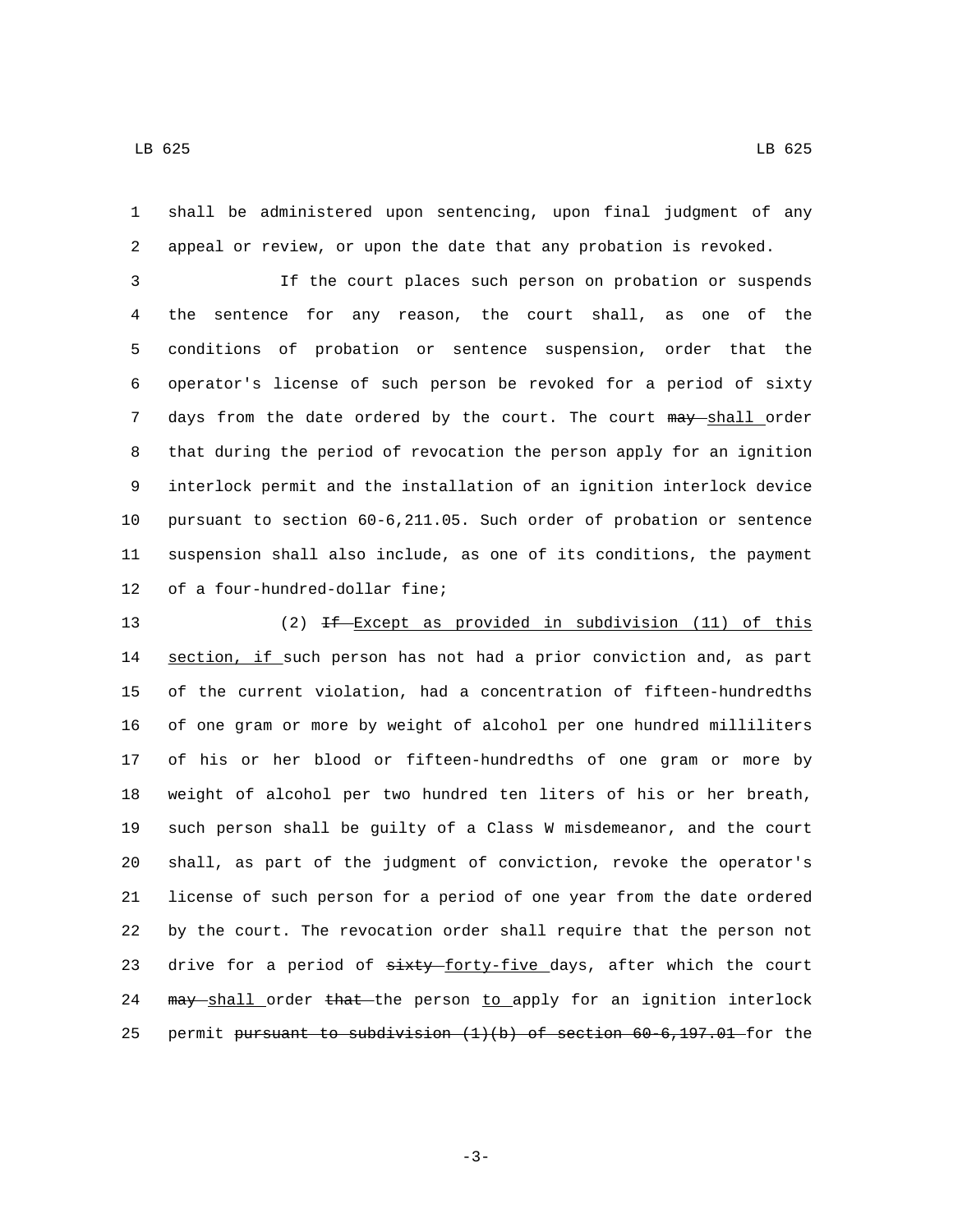shall be administered upon sentencing, upon final judgment of any appeal or review, or upon the date that any probation is revoked.

If the court places such person on probation or suspends the sentence for any reason, the court shall, as one of the conditions of probation or sentence suspension, order that the operator's license of such person be revoked for a period of sixty days from the date ordered by the court. The court ~~may~~ shall order that during the period of revocation the person apply for an ignition interlock permit and the installation of an ignition interlock device pursuant to section 60-6,211.05. Such order of probation or sentence suspension shall also include, as one of its conditions, the payment of a four-hundred-dollar fine;

(2) ~~If~~ Except as provided in subdivision (11) of this section, if such person has not had a prior conviction and, as part of the current violation, had a concentration of fifteen-hundredths of one gram or more by weight of alcohol per one hundred milliliters of his or her blood or fifteen-hundredths of one gram or more by weight of alcohol per two hundred ten liters of his or her breath, such person shall be guilty of a Class W misdemeanor, and the court shall, as part of the judgment of conviction, revoke the operator's license of such person for a period of one year from the date ordered by the court. The revocation order shall require that the person not drive for a period of ~~sixty~~ forty-five days, after which the court ~~may~~ shall order ~~that~~ the person to apply for an ignition interlock permit ~~pursuant to subdivision (1)(b) of section 60-6,197.01~~ for the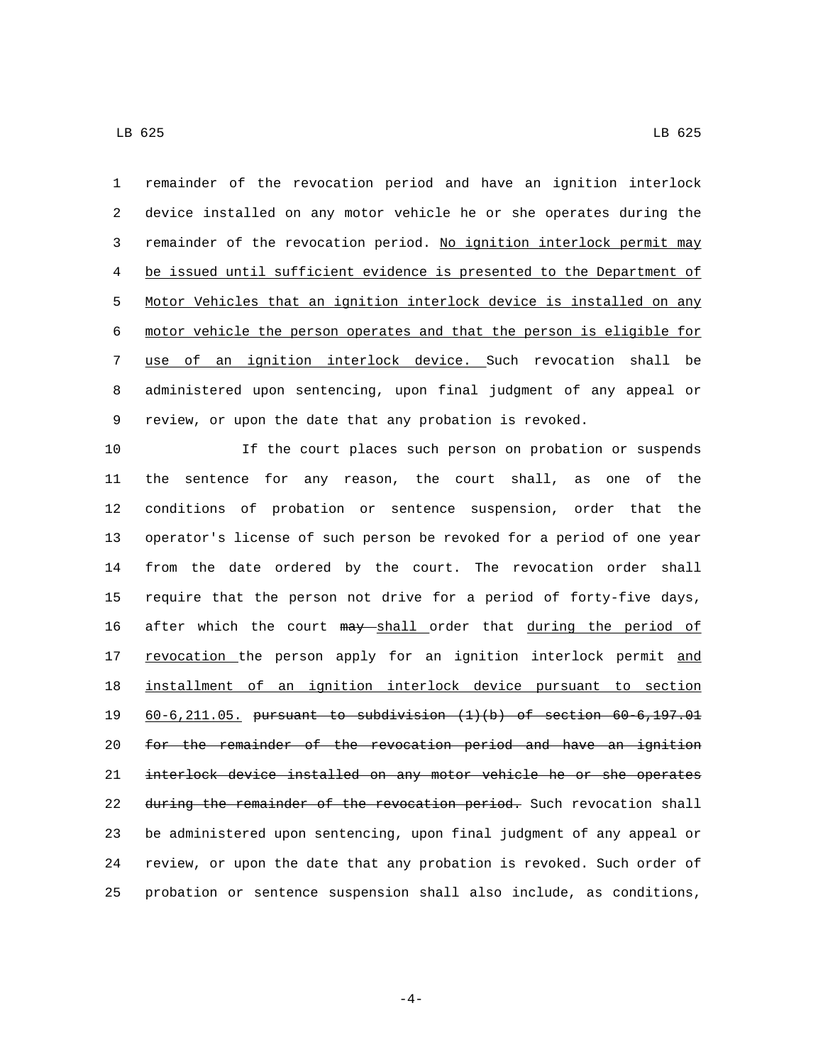remainder of the revocation period and have an ignition interlock device installed on any motor vehicle he or she operates during the remainder of the revocation period. <u>No ignition interlock permit may be issued until sufficient evidence is presented to the Department of Motor Vehicles that an ignition interlock device is installed on any motor vehicle the person operates and that the person is eligible for use of an ignition interlock device.</u> Such revocation shall be administered upon sentencing, upon final judgment of any appeal or review, or upon the date that any probation is revoked.

If the court places such person on probation or suspends the sentence for any reason, the court shall, as one of the conditions of probation or sentence suspension, order that the operator's license of such person be revoked for a period of one year from the date ordered by the court. The revocation order shall require that the person not drive for a period of forty-five days, after which the court ~~may~~ <u>shall</u> order that <u>during the period of revocation</u> the person apply for an ignition interlock permit <u>and installment of an ignition interlock device pursuant to section 60-6,211.05.</u> ~~pursuant to subdivision (1)(b) of section 60-6,197.01 for the remainder of the revocation period and have an ignition interlock device installed on any motor vehicle he or she operates during the remainder of the revocation period.~~ Such revocation shall be administered upon sentencing, upon final judgment of any appeal or review, or upon the date that any probation is revoked. Such order of probation or sentence suspension shall also include, as conditions,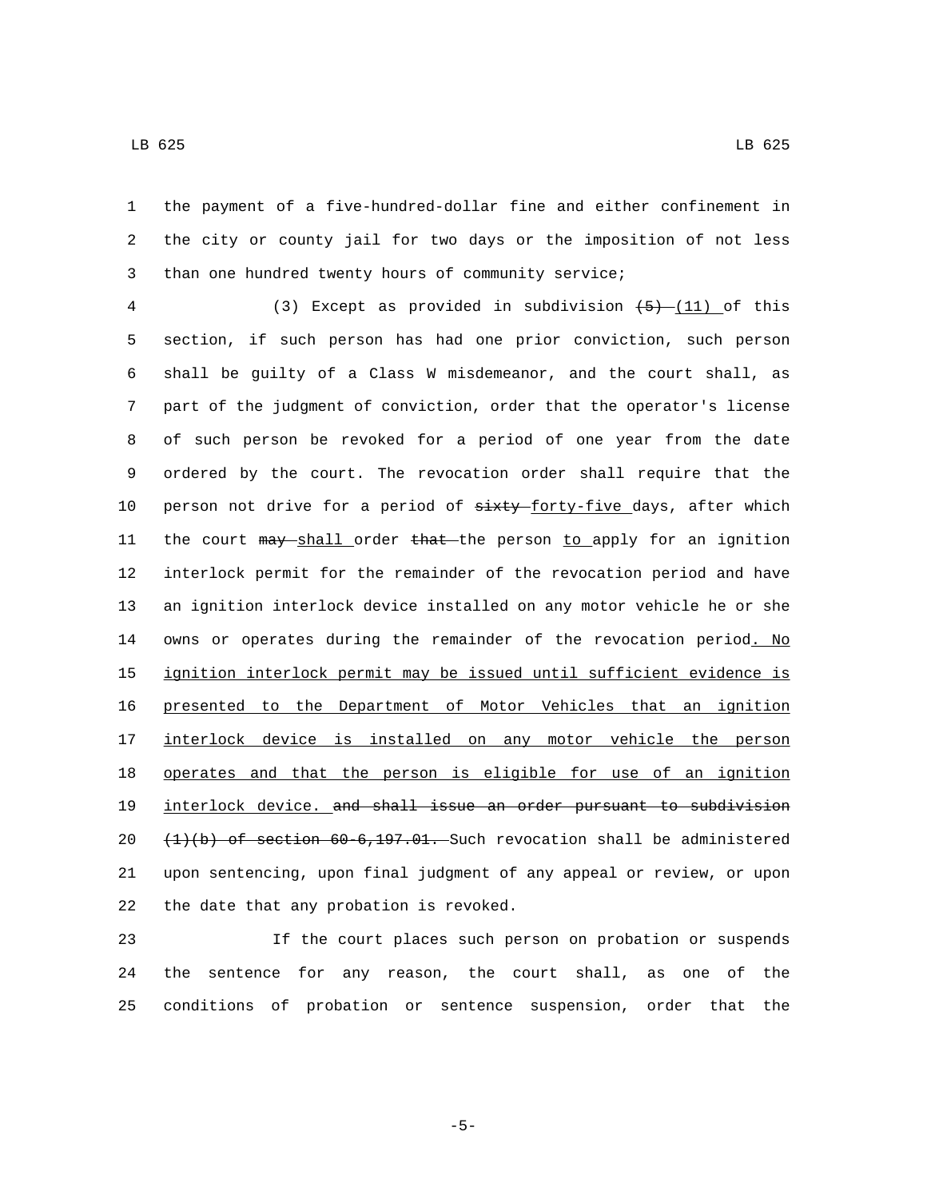the payment of a five-hundred-dollar fine and either confinement in the city or county jail for two days or the imposition of not less than one hundred twenty hours of community service;

(3) Except as provided in subdivision ~~(5)~~ <u>(11)</u> of this section, if such person has had one prior conviction, such person shall be guilty of a Class W misdemeanor, and the court shall, as part of the judgment of conviction, order that the operator's license of such person be revoked for a period of one year from the date ordered by the court. The revocation order shall require that the person not drive for a period of ~~sixty~~ <u>forty-five</u> days, after which the court ~~may~~ <u>shall</u> order ~~that~~ the person <u>to</u> apply for an ignition interlock permit for the remainder of the revocation period and have an ignition interlock device installed on any motor vehicle he or she owns or operates during the remainder of the revocation period<u>. No ignition interlock permit may be issued until sufficient evidence is presented to the Department of Motor Vehicles that an ignition interlock device is installed on any motor vehicle the person operates and that the person is eligible for use of an ignition interlock device.</u> ~~and shall issue an order pursuant to subdivision (1)(b) of section 60-6,197.01.~~ Such revocation shall be administered upon sentencing, upon final judgment of any appeal or review, or upon the date that any probation is revoked.

If the court places such person on probation or suspends the sentence for any reason, the court shall, as one of the conditions of probation or sentence suspension, order that the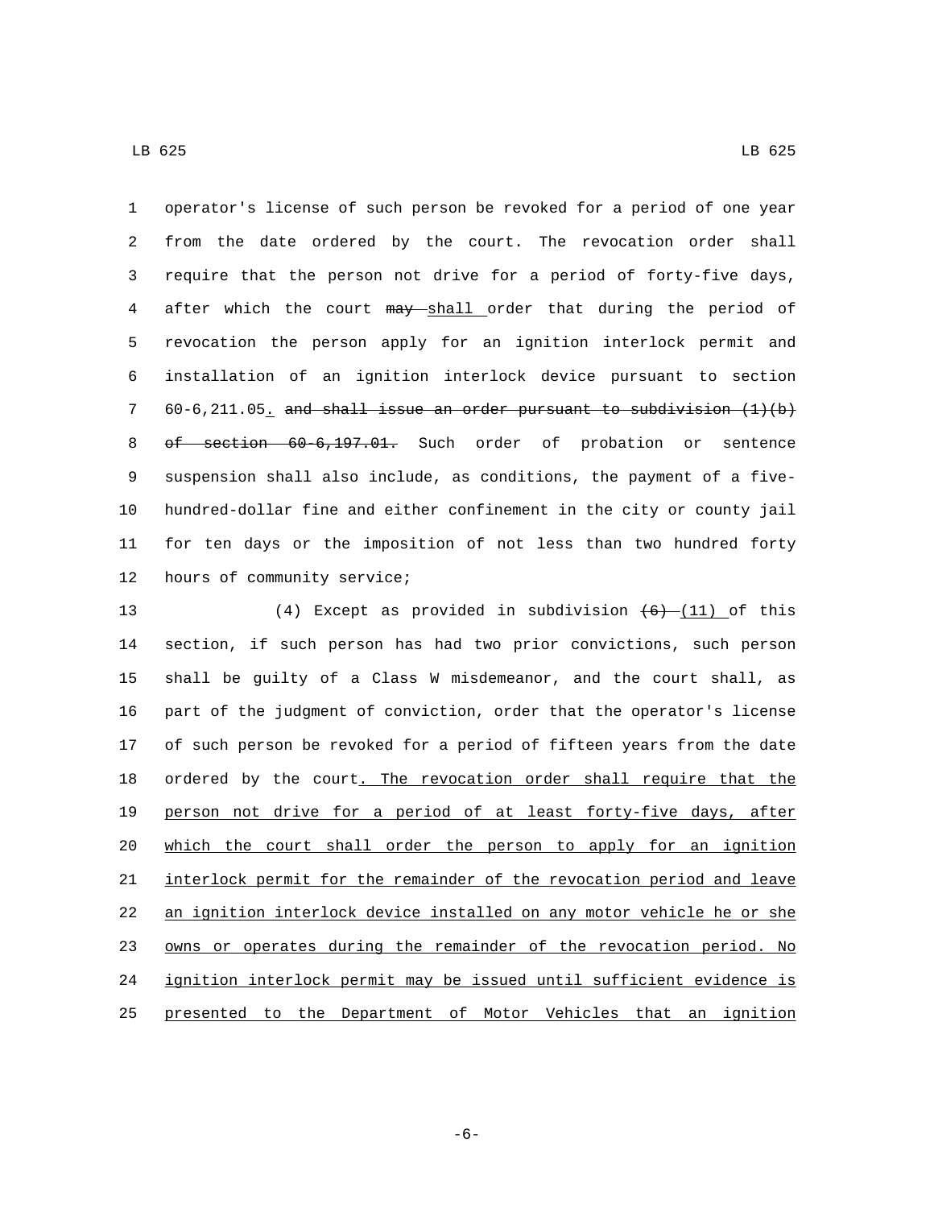operator's license of such person be revoked for a period of one year from the date ordered by the court. The revocation order shall require that the person not drive for a period of forty-five days, after which the court ~~may~~ <u>shall</u> order that during the period of revocation the person apply for an ignition interlock permit and installation of an ignition interlock device pursuant to section 60-6,211.05<u>.</u> ~~and shall issue an order pursuant to subdivision (1)(b) of section 60-6,197.01.~~ Such order of probation or sentence suspension shall also include, as conditions, the payment of a five-hundred-dollar fine and either confinement in the city or county jail for ten days or the imposition of not less than two hundred forty hours of community service;

(4) Except as provided in subdivision ~~(6)~~ <u>(11)</u> of this section, if such person has had two prior convictions, such person shall be guilty of a Class W misdemeanor, and the court shall, as part of the judgment of conviction, order that the operator's license of such person be revoked for a period of fifteen years from the date ordered by the court<u>. The revocation order shall require that the person not drive for a period of at least forty-five days, after which the court shall order the person to apply for an ignition interlock permit for the remainder of the revocation period and leave an ignition interlock device installed on any motor vehicle he or she owns or operates during the remainder of the revocation period. No ignition interlock permit may be issued until sufficient evidence is presented to the Department of Motor Vehicles that an ignition</u>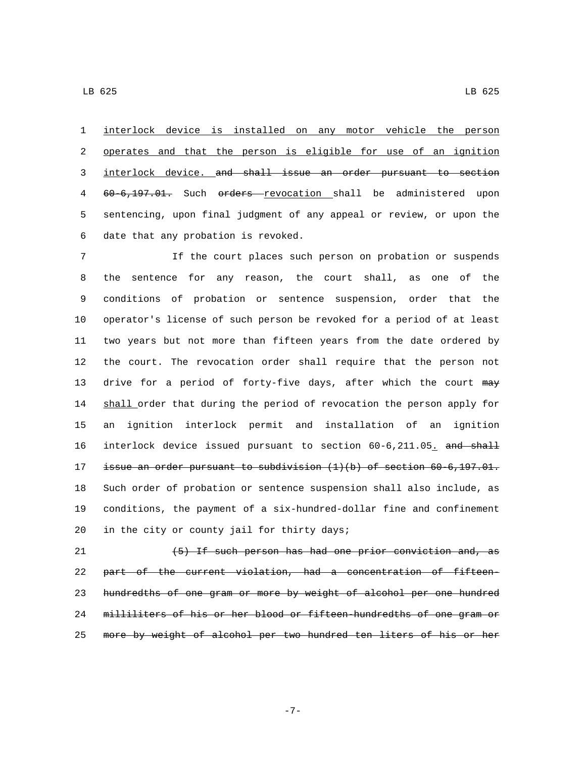interlock device is installed on any motor vehicle the person operates and that the person is eligible for use of an ignition interlock device. ~~and shall issue an order pursuant to section 60-6,197.01.~~ Such ~~orders~~ revocation shall be administered upon sentencing, upon final judgment of any appeal or review, or upon the date that any probation is revoked.

If the court places such person on probation or suspends the sentence for any reason, the court shall, as one of the conditions of probation or sentence suspension, order that the operator's license of such person be revoked for a period of at least two years but not more than fifteen years from the date ordered by the court. The revocation order shall require that the person not drive for a period of forty-five days, after which the court ~~may~~ shall order that during the period of revocation the person apply for an ignition interlock permit and installation of an ignition interlock device issued pursuant to section 60-6,211.05. ~~and shall issue an order pursuant to subdivision (1)(b) of section 60-6,197.01.~~ Such order of probation or sentence suspension shall also include, as conditions, the payment of a six-hundred-dollar fine and confinement in the city or county jail for thirty days;

~~(5) If such person has had one prior conviction and, as part of the current violation, had a concentration of fifteen-hundredths of one gram or more by weight of alcohol per one hundred milliliters of his or her blood or fifteen-hundredths of one gram or more by weight of alcohol per two hundred ten liters of his or her~~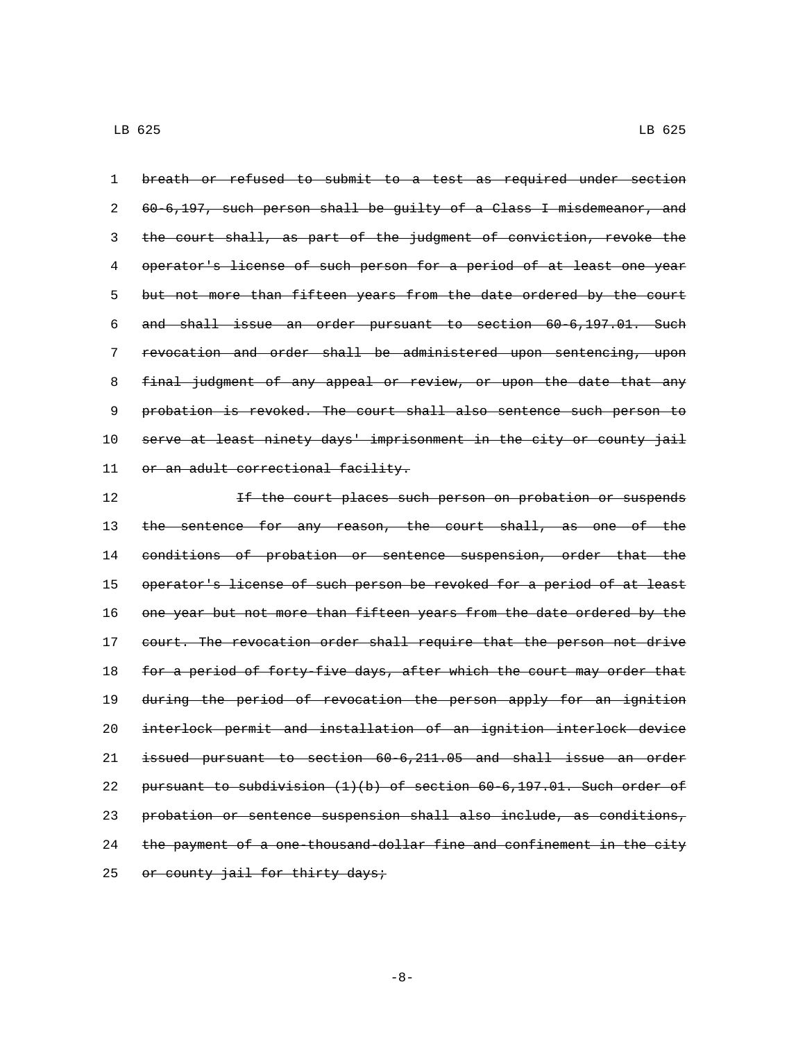~~breath or refused to submit to a test as required under section 60-6,197, such person shall be guilty of a Class I misdemeanor, and the court shall, as part of the judgment of conviction, revoke the operator's license of such person for a period of at least one year but not more than fifteen years from the date ordered by the court and shall issue an order pursuant to section 60-6,197.01. Such revocation and order shall be administered upon sentencing, upon final judgment of any appeal or review, or upon the date that any probation is revoked. The court shall also sentence such person to serve at least ninety days' imprisonment in the city or county jail or an adult correctional facility.~~

~~If the court places such person on probation or suspends the sentence for any reason, the court shall, as one of the conditions of probation or sentence suspension, order that the operator's license of such person be revoked for a period of at least one year but not more than fifteen years from the date ordered by the court. The revocation order shall require that the person not drive for a period of forty-five days, after which the court may order that during the period of revocation the person apply for an ignition interlock permit and installation of an ignition interlock device issued pursuant to section 60-6,211.05 and shall issue an order pursuant to subdivision (1)(b) of section 60-6,197.01. Such order of probation or sentence suspension shall also include, as conditions, the payment of a one-thousand-dollar fine and confinement in the city or county jail for thirty days;~~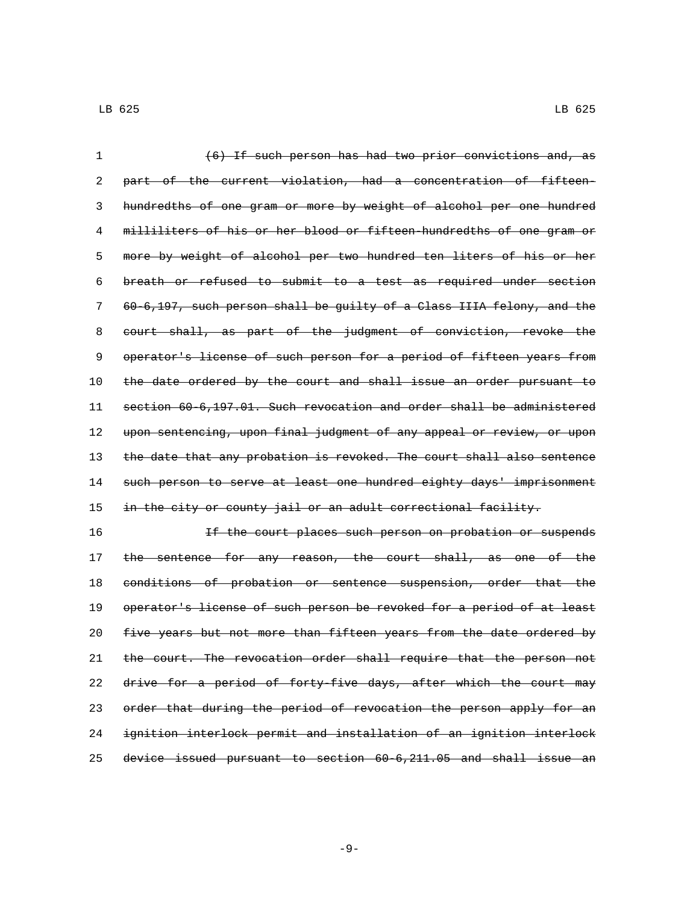~~(6) If such person has had two prior convictions and, as part of the current violation, had a concentration of fifteen-hundredths of one gram or more by weight of alcohol per one hundred milliliters of his or her blood or fifteen-hundredths of one gram or more by weight of alcohol per two hundred ten liters of his or her breath or refused to submit to a test as required under section 60-6,197, such person shall be guilty of a Class IIIA felony, and the court shall, as part of the judgment of conviction, revoke the operator's license of such person for a period of fifteen years from the date ordered by the court and shall issue an order pursuant to section 60-6,197.01. Such revocation and order shall be administered upon sentencing, upon final judgment of any appeal or review, or upon the date that any probation is revoked. The court shall also sentence such person to serve at least one hundred eighty days' imprisonment in the city or county jail or an adult correctional facility.~~

~~If the court places such person on probation or suspends the sentence for any reason, the court shall, as one of the conditions of probation or sentence suspension, order that the operator's license of such person be revoked for a period of at least five years but not more than fifteen years from the date ordered by the court. The revocation order shall require that the person not drive for a period of forty-five days, after which the court may order that during the period of revocation the person apply for an ignition interlock permit and installation of an ignition interlock device issued pursuant to section 60-6,211.05 and shall issue an~~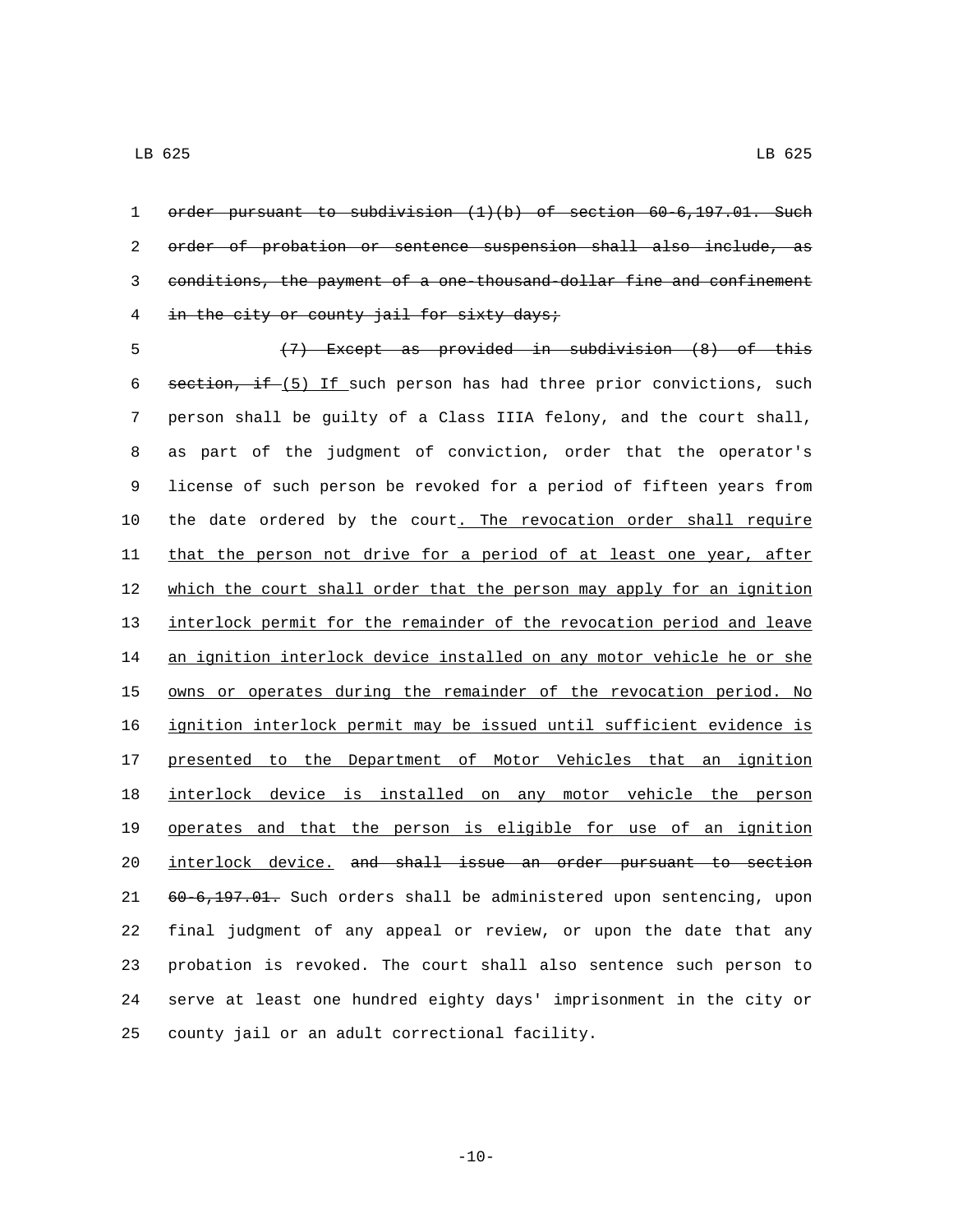~~order pursuant to subdivision (1)(b) of section 60-6,197.01. Such order of probation or sentence suspension shall also include, as conditions, the payment of a one-thousand-dollar fine and confinement in the city or county jail for sixty days;~~

~~(7) Except as provided in subdivision (8) of this section, if~~ (5) If such person has had three prior convictions, such person shall be guilty of a Class IIIA felony, and the court shall, as part of the judgment of conviction, order that the operator's license of such person be revoked for a period of fifteen years from the date ordered by the court. The revocation order shall require that the person not drive for a period of at least one year, after which the court shall order that the person may apply for an ignition interlock permit for the remainder of the revocation period and leave an ignition interlock device installed on any motor vehicle he or she owns or operates during the remainder of the revocation period. No ignition interlock permit may be issued until sufficient evidence is presented to the Department of Motor Vehicles that an ignition interlock device is installed on any motor vehicle the person operates and that the person is eligible for use of an ignition interlock device. ~~and shall issue an order pursuant to section 60-6,197.01.~~ Such orders shall be administered upon sentencing, upon final judgment of any appeal or review, or upon the date that any probation is revoked. The court shall also sentence such person to serve at least one hundred eighty days' imprisonment in the city or county jail or an adult correctional facility.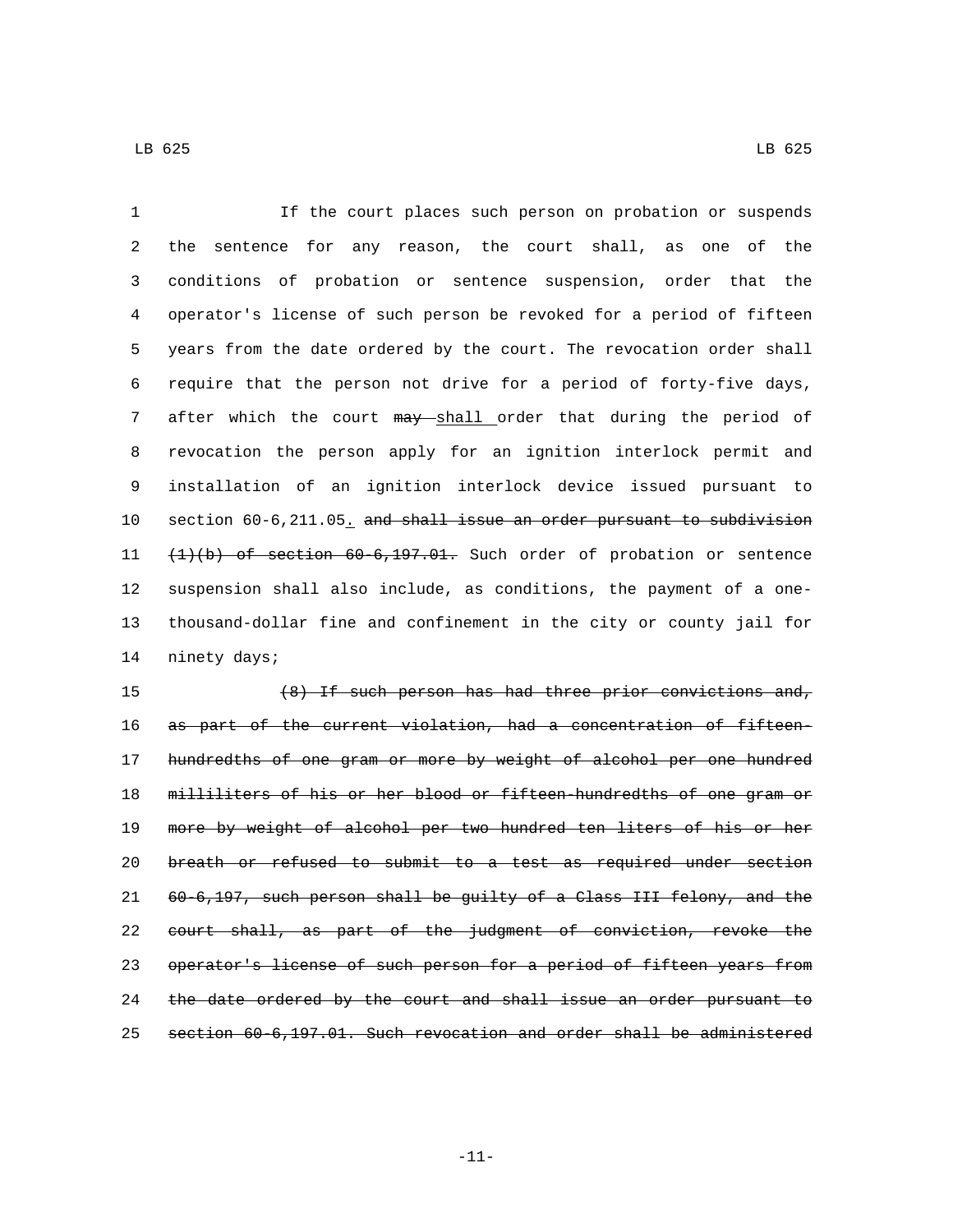If the court places such person on probation or suspends the sentence for any reason, the court shall, as one of the conditions of probation or sentence suspension, order that the operator's license of such person be revoked for a period of fifteen years from the date ordered by the court. The revocation order shall require that the person not drive for a period of forty-five days, after which the court ~~may~~ <u>shall</u> order that during the period of revocation the person apply for an ignition interlock permit and installation of an ignition interlock device issued pursuant to section 60-6,211.05<u>.</u> ~~and shall issue an order pursuant to subdivision (1)(b) of section 60-6,197.01.~~ Such order of probation or sentence suspension shall also include, as conditions, the payment of a one-thousand-dollar fine and confinement in the city or county jail for ninety days;

~~(8) If such person has had three prior convictions and, as part of the current violation, had a concentration of fifteen-hundredths of one gram or more by weight of alcohol per one hundred milliliters of his or her blood or fifteen-hundredths of one gram or more by weight of alcohol per two hundred ten liters of his or her breath or refused to submit to a test as required under section 60-6,197, such person shall be guilty of a Class III felony, and the court shall, as part of the judgment of conviction, revoke the operator's license of such person for a period of fifteen years from the date ordered by the court and shall issue an order pursuant to section 60-6,197.01. Such revocation and order shall be administered~~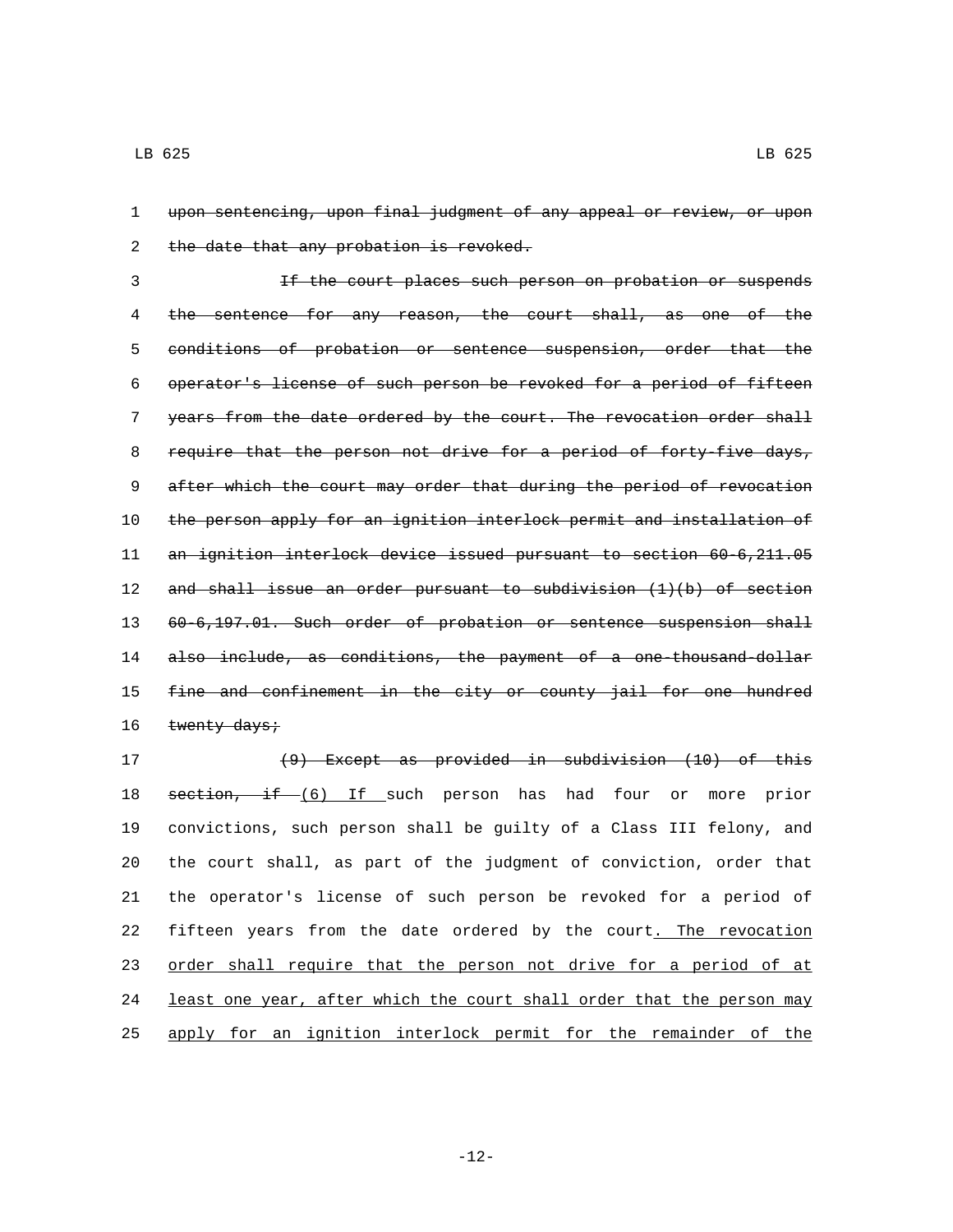~~upon sentencing, upon final judgment of any appeal or review, or upon the date that any probation is revoked.~~

~~If the court places such person on probation or suspends the sentence for any reason, the court shall, as one of the conditions of probation or sentence suspension, order that the operator's license of such person be revoked for a period of fifteen years from the date ordered by the court. The revocation order shall require that the person not drive for a period of forty-five days, after which the court may order that during the period of revocation the person apply for an ignition interlock permit and installation of an ignition interlock device issued pursuant to section 60-6,211.05 and shall issue an order pursuant to subdivision (1)(b) of section 60-6,197.01. Such order of probation or sentence suspension shall also include, as conditions, the payment of a one-thousand-dollar fine and confinement in the city or county jail for one hundred twenty days;~~

~~(9) Except as provided in subdivision (10) of this section, if~~ <u>(6) If</u> such person has had four or more prior convictions, such person shall be guilty of a Class III felony, and the court shall, as part of the judgment of conviction, order that the operator's license of such person be revoked for a period of fifteen years from the date ordered by the court<u>. The revocation order shall require that the person not drive for a period of at least one year, after which the court shall order that the person may apply for an ignition interlock permit for the remainder of the</u>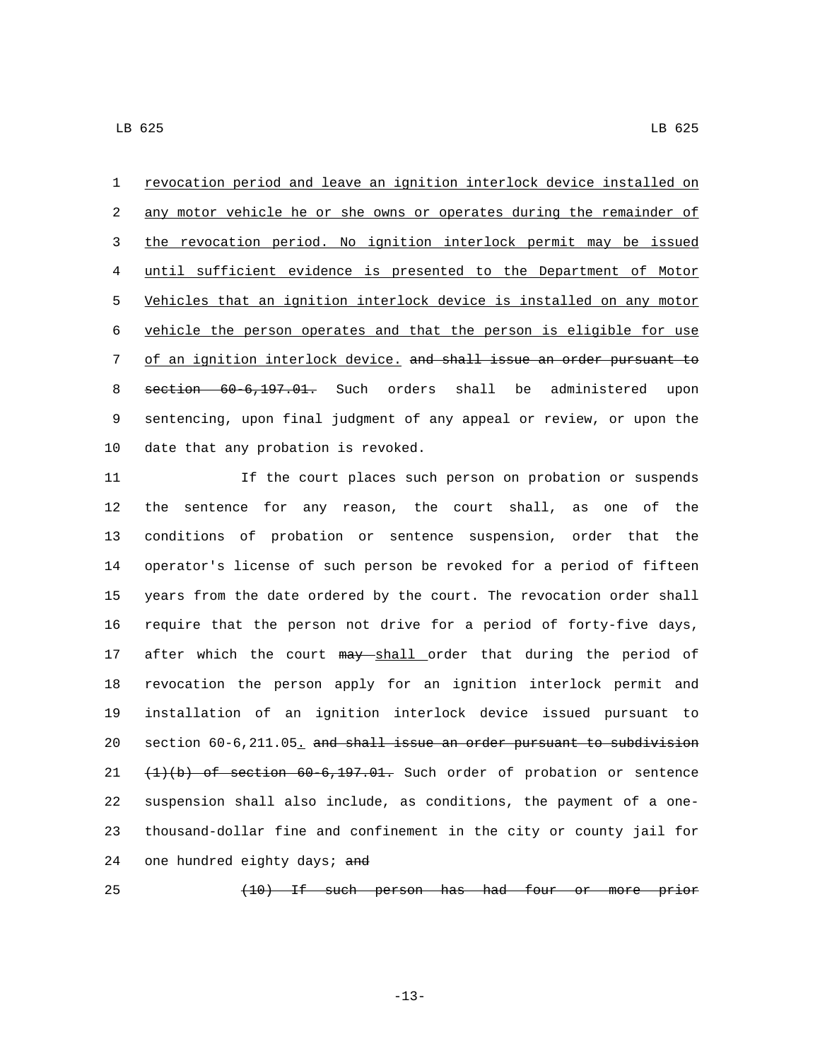revocation period and leave an ignition interlock device installed on any motor vehicle he or she owns or operates during the remainder of the revocation period. No ignition interlock permit may be issued until sufficient evidence is presented to the Department of Motor Vehicles that an ignition interlock device is installed on any motor vehicle the person operates and that the person is eligible for use of an ignition interlock device. ~~and shall issue an order pursuant to section 60-6,197.01.~~ Such orders shall be administered upon sentencing, upon final judgment of any appeal or review, or upon the date that any probation is revoked.

If the court places such person on probation or suspends the sentence for any reason, the court shall, as one of the conditions of probation or sentence suspension, order that the operator's license of such person be revoked for a period of fifteen years from the date ordered by the court. The revocation order shall require that the person not drive for a period of forty-five days, after which the court ~~may~~ shall order that during the period of revocation the person apply for an ignition interlock permit and installation of an ignition interlock device issued pursuant to section 60-6,211.05. ~~and shall issue an order pursuant to subdivision (1)(b) of section 60-6,197.01.~~ Such order of probation or sentence suspension shall also include, as conditions, the payment of a one-thousand-dollar fine and confinement in the city or county jail for one hundred eighty days; ~~and~~

~~(10) If such person has had four or more prior~~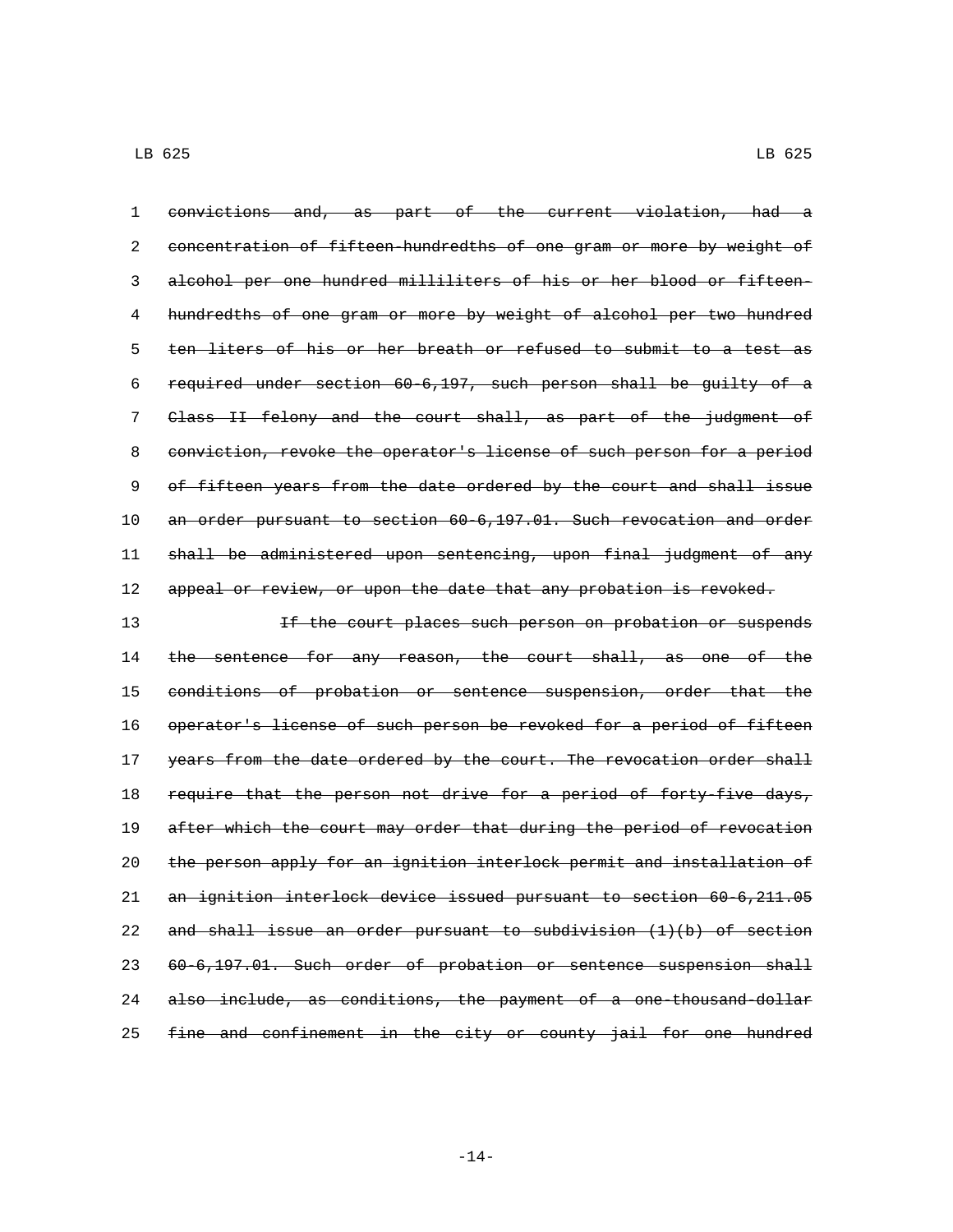~~convictions and, as part of the current violation, had a concentration of fifteen-hundredths of one gram or more by weight of alcohol per one hundred milliliters of his or her blood or fifteen-hundredths of one gram or more by weight of alcohol per two hundred ten liters of his or her breath or refused to submit to a test as required under section 60-6,197, such person shall be guilty of a Class II felony and the court shall, as part of the judgment of conviction, revoke the operator's license of such person for a period of fifteen years from the date ordered by the court and shall issue an order pursuant to section 60-6,197.01. Such revocation and order shall be administered upon sentencing, upon final judgment of any appeal or review, or upon the date that any probation is revoked.~~

~~If the court places such person on probation or suspends the sentence for any reason, the court shall, as one of the conditions of probation or sentence suspension, order that the operator's license of such person be revoked for a period of fifteen years from the date ordered by the court. The revocation order shall require that the person not drive for a period of forty-five days, after which the court may order that during the period of revocation the person apply for an ignition interlock permit and installation of an ignition interlock device issued pursuant to section 60-6,211.05 and shall issue an order pursuant to subdivision (1)(b) of section 60-6,197.01. Such order of probation or sentence suspension shall also include, as conditions, the payment of a one-thousand-dollar fine and confinement in the city or county jail for one hundred~~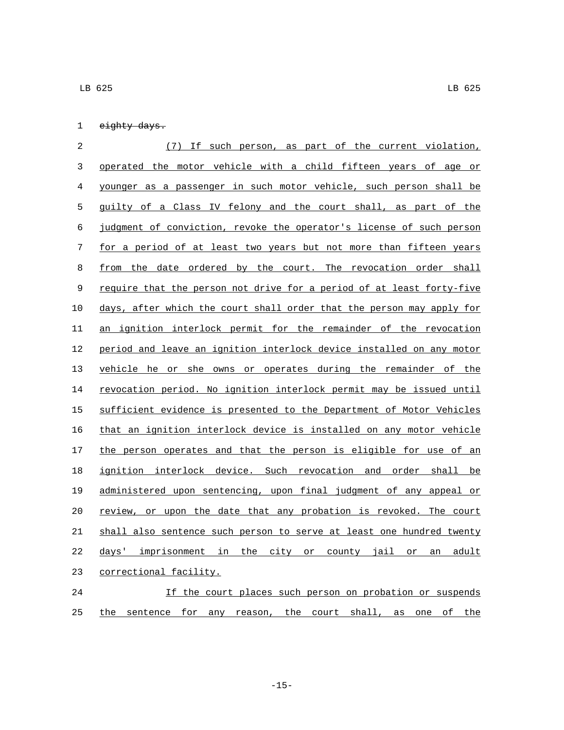~~eighty days.~~

(7) If such person, as part of the current violation, operated the motor vehicle with a child fifteen years of age or younger as a passenger in such motor vehicle, such person shall be guilty of a Class IV felony and the court shall, as part of the judgment of conviction, revoke the operator's license of such person for a period of at least two years but not more than fifteen years from the date ordered by the court. The revocation order shall require that the person not drive for a period of at least forty-five days, after which the court shall order that the person may apply for an ignition interlock permit for the remainder of the revocation period and leave an ignition interlock device installed on any motor vehicle he or she owns or operates during the remainder of the revocation period. No ignition interlock permit may be issued until sufficient evidence is presented to the Department of Motor Vehicles that an ignition interlock device is installed on any motor vehicle the person operates and that the person is eligible for use of an ignition interlock device. Such revocation and order shall be administered upon sentencing, upon final judgment of any appeal or review, or upon the date that any probation is revoked. The court shall also sentence such person to serve at least one hundred twenty days' imprisonment in the city or county jail or an adult correctional facility.

If the court places such person on probation or suspends the sentence for any reason, the court shall, as one of the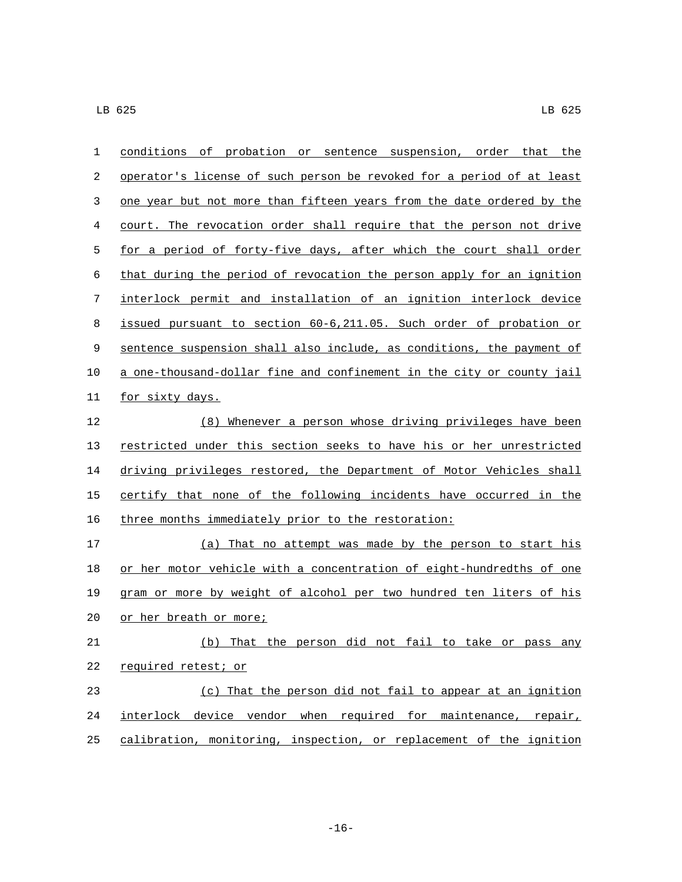conditions of probation or sentence suspension, order that the operator's license of such person be revoked for a period of at least one year but not more than fifteen years from the date ordered by the court. The revocation order shall require that the person not drive for a period of forty-five days, after which the court shall order that during the period of revocation the person apply for an ignition interlock permit and installation of an ignition interlock device issued pursuant to section 60-6,211.05. Such order of probation or sentence suspension shall also include, as conditions, the payment of a one-thousand-dollar fine and confinement in the city or county jail for sixty days.

(8) Whenever a person whose driving privileges have been restricted under this section seeks to have his or her unrestricted driving privileges restored, the Department of Motor Vehicles shall certify that none of the following incidents have occurred in the three months immediately prior to the restoration:

(a) That no attempt was made by the person to start his or her motor vehicle with a concentration of eight-hundredths of one gram or more by weight of alcohol per two hundred ten liters of his or her breath or more;

(b) That the person did not fail to take or pass any required retest; or

(c) That the person did not fail to appear at an ignition interlock device vendor when required for maintenance, repair, calibration, monitoring, inspection, or replacement of the ignition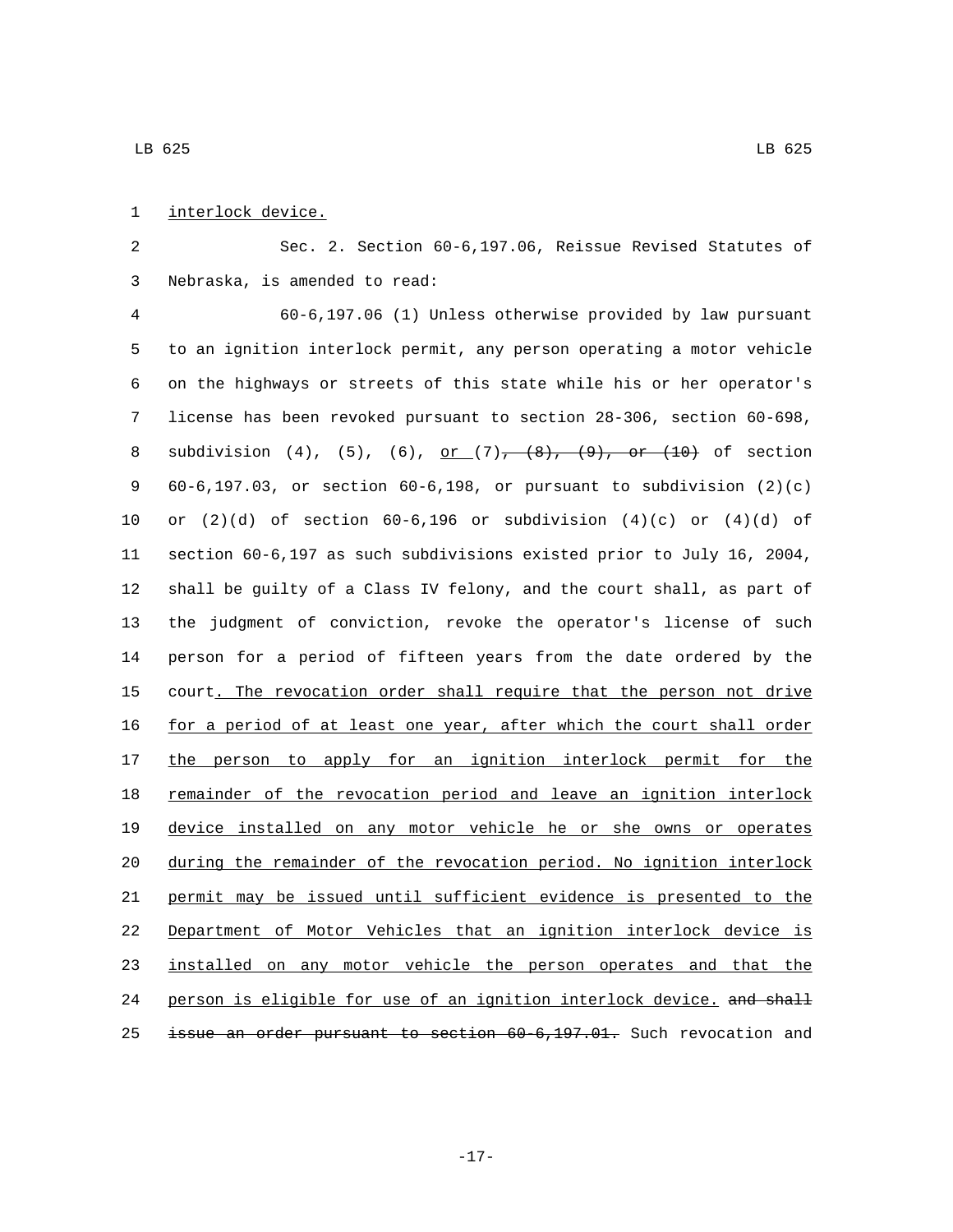interlock device.

Sec. 2. Section 60-6,197.06, Reissue Revised Statutes of Nebraska, is amended to read:

60-6,197.06 (1) Unless otherwise provided by law pursuant to an ignition interlock permit, any person operating a motor vehicle on the highways or streets of this state while his or her operator's license has been revoked pursuant to section 28-306, section 60-698, subdivision (4), (5), (6), or (7)~~, (8), (9), or (10)~~ of section 60-6,197.03, or section 60-6,198, or pursuant to subdivision (2)(c) or (2)(d) of section 60-6,196 or subdivision (4)(c) or (4)(d) of section 60-6,197 as such subdivisions existed prior to July 16, 2004, shall be guilty of a Class IV felony, and the court shall, as part of the judgment of conviction, revoke the operator's license of such person for a period of fifteen years from the date ordered by the court. The revocation order shall require that the person not drive for a period of at least one year, after which the court shall order the person to apply for an ignition interlock permit for the remainder of the revocation period and leave an ignition interlock device installed on any motor vehicle he or she owns or operates during the remainder of the revocation period. No ignition interlock permit may be issued until sufficient evidence is presented to the Department of Motor Vehicles that an ignition interlock device is installed on any motor vehicle the person operates and that the person is eligible for use of an ignition interlock device. ~~and shall issue an order pursuant to section 60-6,197.01.~~ Such revocation and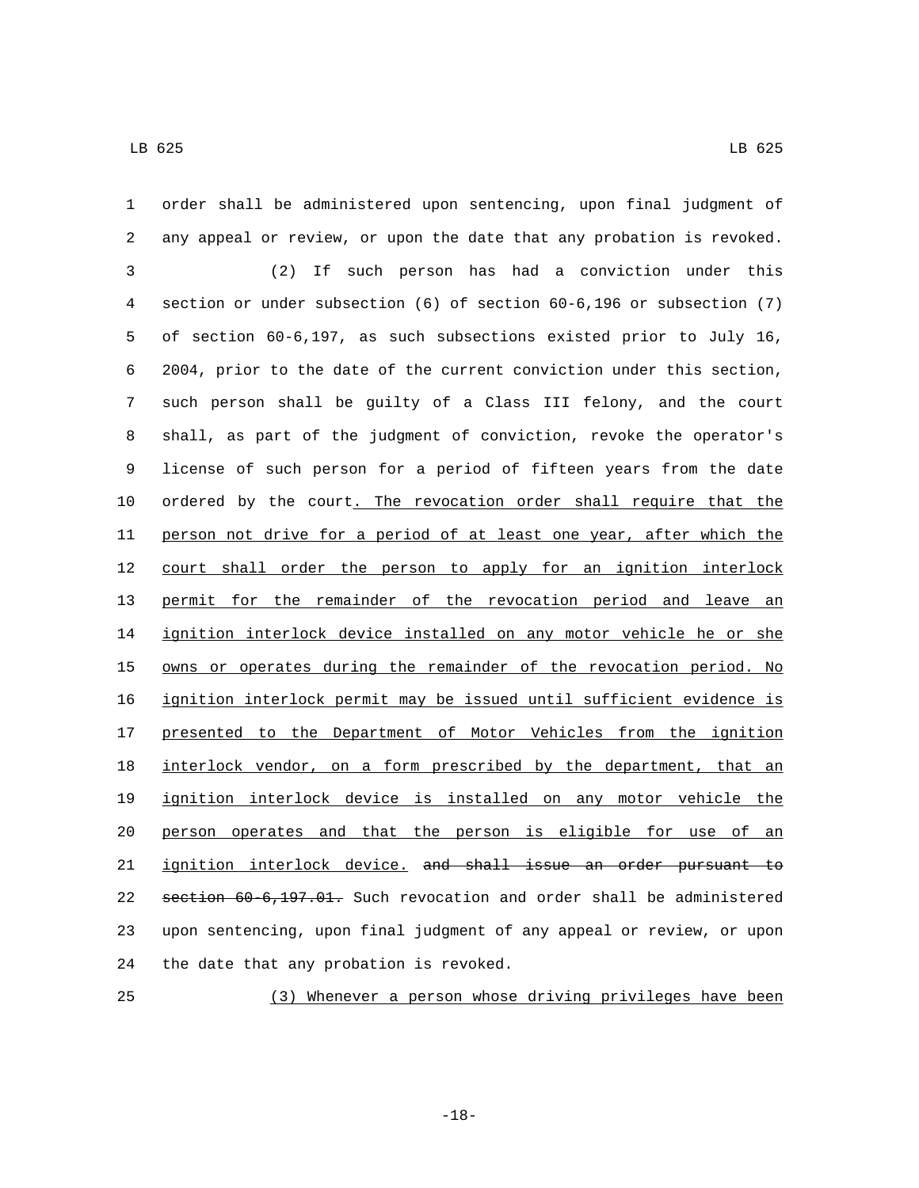order shall be administered upon sentencing, upon final judgment of any appeal or review, or upon the date that any probation is revoked.

(2) If such person has had a conviction under this section or under subsection (6) of section 60-6,196 or subsection (7) of section 60-6,197, as such subsections existed prior to July 16, 2004, prior to the date of the current conviction under this section, such person shall be guilty of a Class III felony, and the court shall, as part of the judgment of conviction, revoke the operator's license of such person for a period of fifteen years from the date ordered by the court. The revocation order shall require that the person not drive for a period of at least one year, after which the court shall order the person to apply for an ignition interlock permit for the remainder of the revocation period and leave an ignition interlock device installed on any motor vehicle he or she owns or operates during the remainder of the revocation period. No ignition interlock permit may be issued until sufficient evidence is presented to the Department of Motor Vehicles from the ignition interlock vendor, on a form prescribed by the department, that an ignition interlock device is installed on any motor vehicle the person operates and that the person is eligible for use of an ignition interlock device. ~~and shall issue an order pursuant to section 60-6,197.01.~~ Such revocation and order shall be administered upon sentencing, upon final judgment of any appeal or review, or upon the date that any probation is revoked.

(3) Whenever a person whose driving privileges have been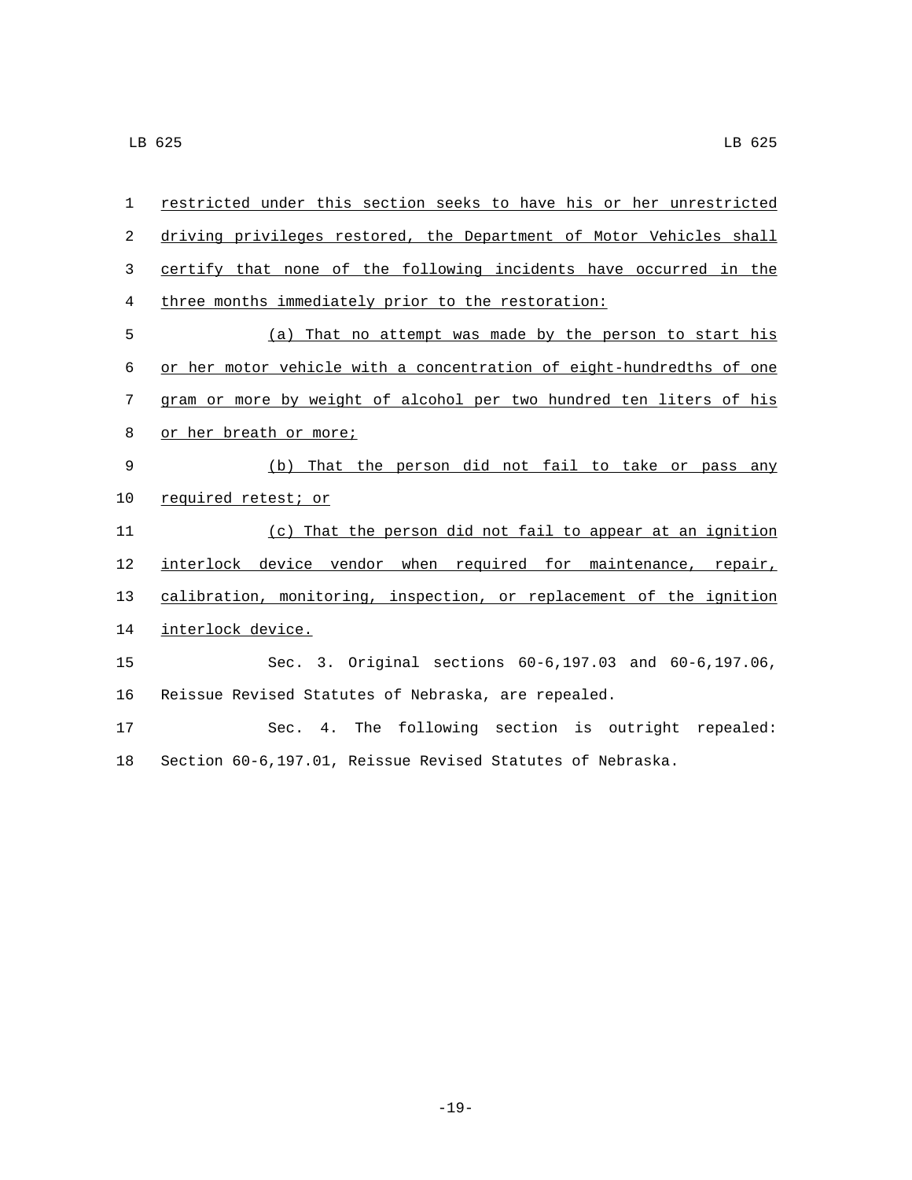restricted under this section seeks to have his or her unrestricted driving privileges restored, the Department of Motor Vehicles shall certify that none of the following incidents have occurred in the three months immediately prior to the restoration:

(a) That no attempt was made by the person to start his or her motor vehicle with a concentration of eight-hundredths of one gram or more by weight of alcohol per two hundred ten liters of his or her breath or more;

(b) That the person did not fail to take or pass any required retest; or

(c) That the person did not fail to appear at an ignition interlock device vendor when required for maintenance, repair, calibration, monitoring, inspection, or replacement of the ignition interlock device.

Sec. 3. Original sections 60-6,197.03 and 60-6,197.06, Reissue Revised Statutes of Nebraska, are repealed.

Sec. 4. The following section is outright repealed: Section 60-6,197.01, Reissue Revised Statutes of Nebraska.